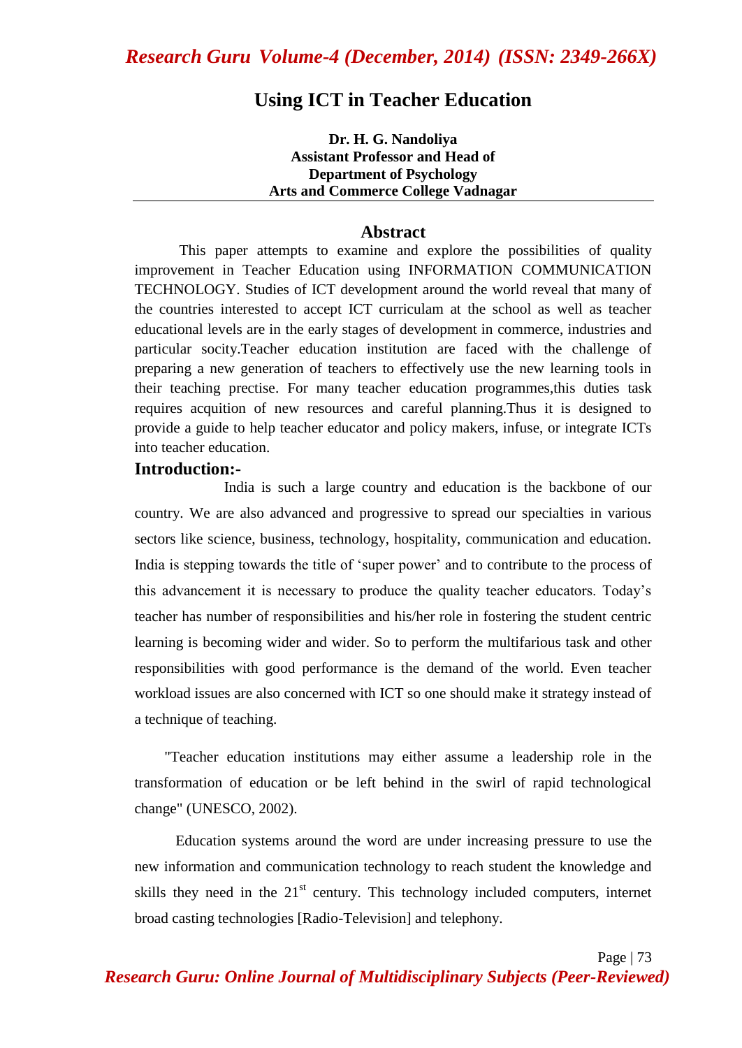# Using ICT in Teacher Education

**Dr. H. G. Nandoliya**
**Assistant Professor and Head of**
**Department of Psychology**
**Arts and Commerce College Vadnagar**

## Abstract

This paper attempts to examine and explore the possibilities of quality improvement in Teacher Education using INFORMATION COMMUNICATION TECHNOLOGY. Studies of ICT development around the world reveal that many of the countries interested to accept ICT curriculam at the school as well as teacher educational levels are in the early stages of development in commerce, industries and particular socity.Teacher education institution are faced with the challenge of preparing a new generation of teachers to effectively use the new learning tools in their teaching precise. For many teacher education programmes,this duties task requires acquition of new resources and careful planning.Thus it is designed to provide a guide to help teacher educator and policy makers, infuse, or integrate ICTs into teacher education.

## Introduction:-

India is such a large country and education is the backbone of our country. We are also advanced and progressive to spread our specialties in various sectors like science, business, technology, hospitality, communication and education. India is stepping towards the title of 'super power' and to contribute to the process of this advancement it is necessary to produce the quality teacher educators. Today's teacher has number of responsibilities and his/her role in fostering the student centric learning is becoming wider and wider. So to perform the multifarious task and other responsibilities with good performance is the demand of the world. Even teacher workload issues are also concerned with ICT so one should make it strategy instead of a technique of teaching.

"Teacher education institutions may either assume a leadership role in the transformation of education or be left behind in the swirl of rapid technological change" (UNESCO, 2002).

Education systems around the word are under increasing pressure to use the new information and communication technology to reach student the knowledge and skills they need in the 21st century. This technology included computers, internet broad casting technologies [Radio-Television] and telephony.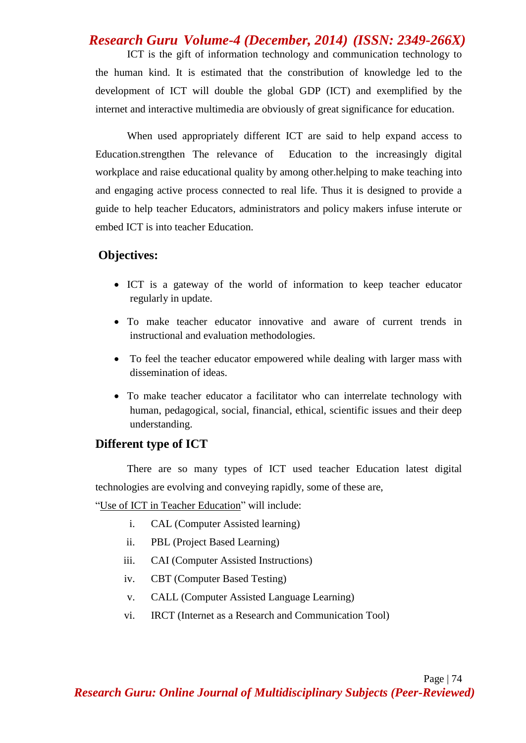ICT is the gift of information technology and communication technology to the human kind. It is estimated that the constribution of knowledge led to the development of ICT will double the global GDP (ICT) and exemplified by the internet and interactive multimedia are obviously of great significance for education.

When used appropriately different ICT are said to help expand access to Education.strengthen The relevance of Education to the increasingly digital workplace and raise educational quality by among other.helping to make teaching into and engaging active process connected to real life. Thus it is designed to provide a guide to help teacher Educators, administrators and policy makers infuse interute or embed ICT is into teacher Education.

## Objectives:

- ICT is a gateway of the world of information to keep teacher educator regularly in update.
- To make teacher educator innovative and aware of current trends in instructional and evaluation methodologies.
- To feel the teacher educator empowered while dealing with larger mass with dissemination of ideas.
- To make teacher educator a facilitator who can interrelate technology with human, pedagogical, social, financial, ethical, scientific issues and their deep understanding.

## Different type of ICT

There are so many types of ICT used teacher Education latest digital technologies are evolving and conveying rapidly, some of these are,

"Use of ICT in Teacher Education" will include:

i. CAL (Computer Assisted learning)
ii. PBL (Project Based Learning)
iii. CAI (Computer Assisted Instructions)
iv. CBT (Computer Based Testing)
v. CALL (Computer Assisted Language Learning)
vi. IRCT (Internet as a Research and Communication Tool)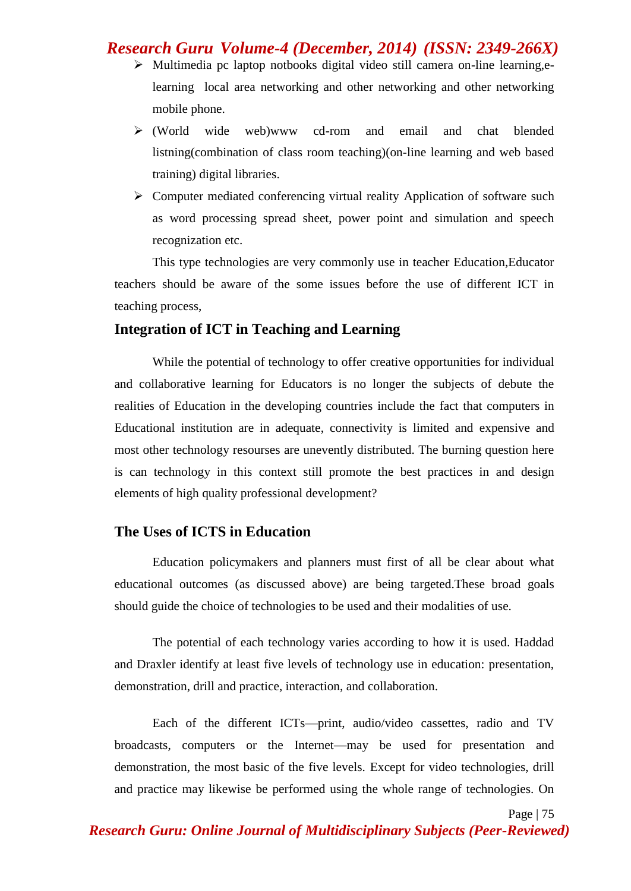- Multimedia pc laptop notbooks digital video still camera on-line learning,e-learning local area networking and other networking and other networking mobile phone.
- (World wide web)www cd-rom and email and chat blended listning(combination of class room teaching)(on-line learning and web based training) digital libraries.
- Computer mediated conferencing virtual reality Application of software such as word processing spread sheet, power point and simulation and speech recognization etc.

This type technologies are very commonly use in teacher Education,Educator teachers should be aware of the some issues before the use of different ICT in teaching process,

## Integration of ICT in Teaching and Learning

While the potential of technology to offer creative opportunities for individual and collaborative learning for Educators is no longer the subjects of debute the realities of Education in the developing countries include the fact that computers in Educational institution are in adequate, connectivity is limited and expensive and most other technology resourses are unevently distributed. The burning question here is can technology in this context still promote the best practices in and design elements of high quality professional development?

## The Uses of ICTS in Education

Education policymakers and planners must first of all be clear about what educational outcomes (as discussed above) are being targeted.These broad goals should guide the choice of technologies to be used and their modalities of use.

The potential of each technology varies according to how it is used. Haddad and Draxler identify at least five levels of technology use in education: presentation, demonstration, drill and practice, interaction, and collaboration.

Each of the different ICTs—print, audio/video cassettes, radio and TV broadcasts, computers or the Internet—may be used for presentation and demonstration, the most basic of the five levels. Except for video technologies, drill and practice may likewise be performed using the whole range of technologies. On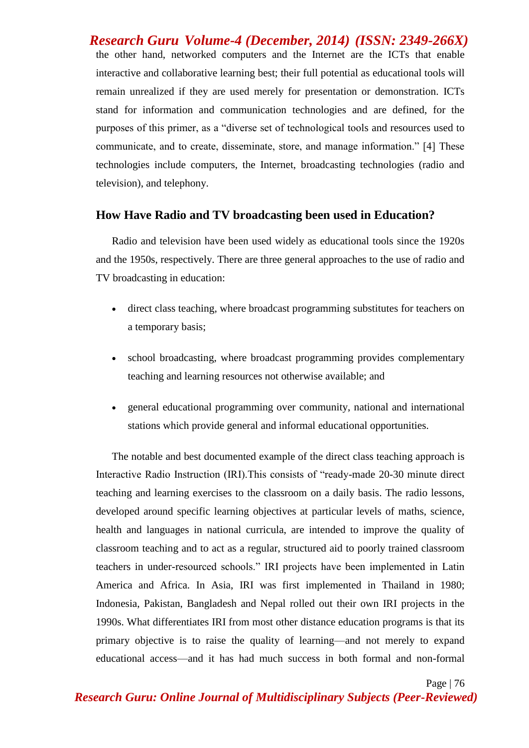the other hand, networked computers and the Internet are the ICTs that enable interactive and collaborative learning best; their full potential as educational tools will remain unrealized if they are used merely for presentation or demonstration. ICTs stand for information and communication technologies and are defined, for the purposes of this primer, as a "diverse set of technological tools and resources used to communicate, and to create, disseminate, store, and manage information." [4] These technologies include computers, the Internet, broadcasting technologies (radio and television), and telephony.

### How Have Radio and TV broadcasting been used in Education?

Radio and television have been used widely as educational tools since the 1920s and the 1950s, respectively. There are three general approaches to the use of radio and TV broadcasting in education:

- direct class teaching, where broadcast programming substitutes for teachers on a temporary basis;
- school broadcasting, where broadcast programming provides complementary teaching and learning resources not otherwise available; and
- general educational programming over community, national and international stations which provide general and informal educational opportunities.

The notable and best documented example of the direct class teaching approach is Interactive Radio Instruction (IRI).This consists of "ready-made 20-30 minute direct teaching and learning exercises to the classroom on a daily basis. The radio lessons, developed around specific learning objectives at particular levels of maths, science, health and languages in national curricula, are intended to improve the quality of classroom teaching and to act as a regular, structured aid to poorly trained classroom teachers in under-resourced schools." IRI projects have been implemented in Latin America and Africa. In Asia, IRI was first implemented in Thailand in 1980; Indonesia, Pakistan, Bangladesh and Nepal rolled out their own IRI projects in the 1990s. What differentiates IRI from most other distance education programs is that its primary objective is to raise the quality of learning—and not merely to expand educational access—and it has had much success in both formal and non-formal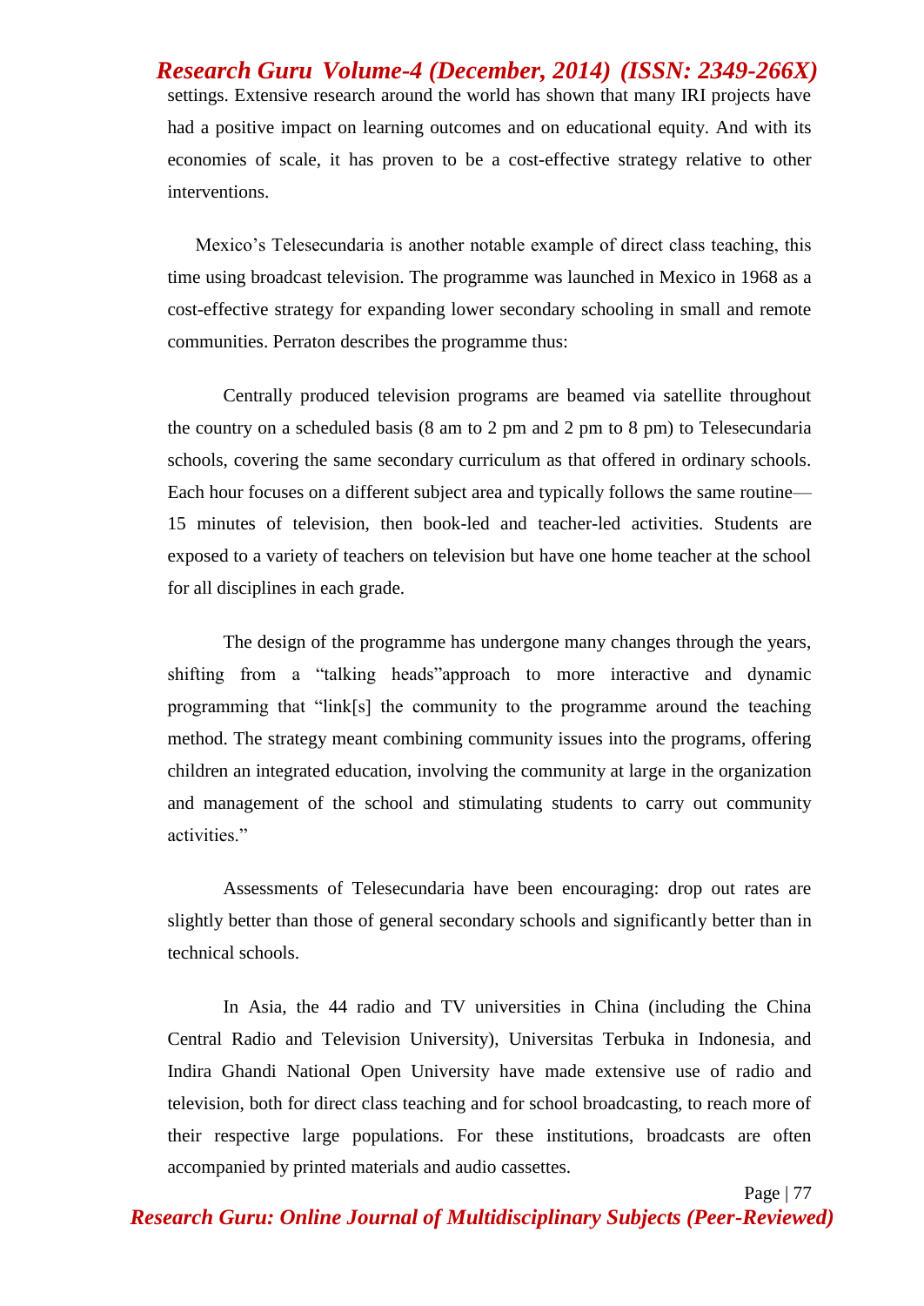settings. Extensive research around the world has shown that many IRI projects have had a positive impact on learning outcomes and on educational equity. And with its economies of scale, it has proven to be a cost-effective strategy relative to other interventions.

Mexico's Telesecundaria is another notable example of direct class teaching, this time using broadcast television. The programme was launched in Mexico in 1968 as a cost-effective strategy for expanding lower secondary schooling in small and remote communities. Perraton describes the programme thus:

Centrally produced television programs are beamed via satellite throughout the country on a scheduled basis (8 am to 2 pm and 2 pm to 8 pm) to Telesecundaria schools, covering the same secondary curriculum as that offered in ordinary schools. Each hour focuses on a different subject area and typically follows the same routine—15 minutes of television, then book-led and teacher-led activities. Students are exposed to a variety of teachers on television but have one home teacher at the school for all disciplines in each grade.

The design of the programme has undergone many changes through the years, shifting from a "talking heads"approach to more interactive and dynamic programming that "link[s] the community to the programme around the teaching method. The strategy meant combining community issues into the programs, offering children an integrated education, involving the community at large in the organization and management of the school and stimulating students to carry out community activities."

Assessments of Telesecundaria have been encouraging: drop out rates are slightly better than those of general secondary schools and significantly better than in technical schools.

In Asia, the 44 radio and TV universities in China (including the China Central Radio and Television University), Universitas Terbuka in Indonesia, and Indira Ghandi National Open University have made extensive use of radio and television, both for direct class teaching and for school broadcasting, to reach more of their respective large populations. For these institutions, broadcasts are often accompanied by printed materials and audio cassettes.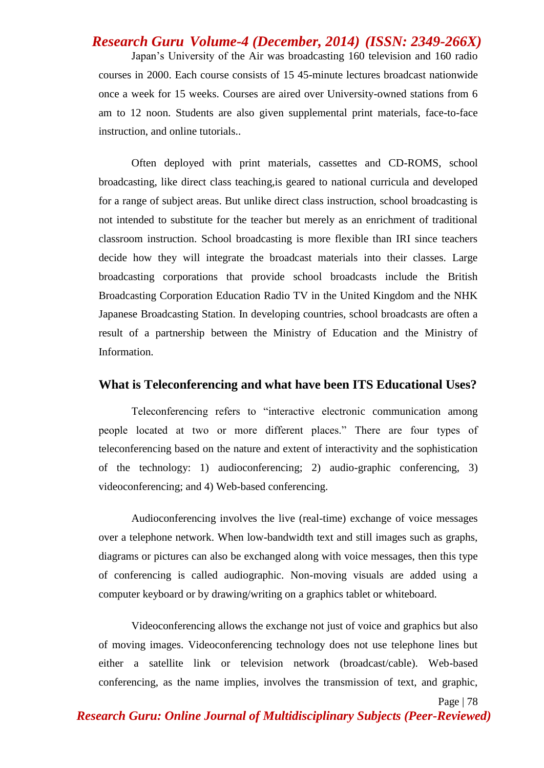Japan's University of the Air was broadcasting 160 television and 160 radio courses in 2000. Each course consists of 15 45-minute lectures broadcast nationwide once a week for 15 weeks. Courses are aired over University-owned stations from 6 am to 12 noon. Students are also given supplemental print materials, face-to-face instruction, and online tutorials..

Often deployed with print materials, cassettes and CD-ROMS, school broadcasting, like direct class teaching,is geared to national curricula and developed for a range of subject areas. But unlike direct class instruction, school broadcasting is not intended to substitute for the teacher but merely as an enrichment of traditional classroom instruction. School broadcasting is more flexible than IRI since teachers decide how they will integrate the broadcast materials into their classes. Large broadcasting corporations that provide school broadcasts include the British Broadcasting Corporation Education Radio TV in the United Kingdom and the NHK Japanese Broadcasting Station. In developing countries, school broadcasts are often a result of a partnership between the Ministry of Education and the Ministry of Information.

## What is Teleconferencing and what have been ITS Educational Uses?

Teleconferencing refers to "interactive electronic communication among people located at two or more different places." There are four types of teleconferencing based on the nature and extent of interactivity and the sophistication of the technology: 1) audioconferencing; 2) audio-graphic conferencing, 3) videoconferencing; and 4) Web-based conferencing.

Audioconferencing involves the live (real-time) exchange of voice messages over a telephone network. When low-bandwidth text and still images such as graphs, diagrams or pictures can also be exchanged along with voice messages, then this type of conferencing is called audiographic. Non-moving visuals are added using a computer keyboard or by drawing/writing on a graphics tablet or whiteboard.

Videoconferencing allows the exchange not just of voice and graphics but also of moving images. Videoconferencing technology does not use telephone lines but either a satellite link or television network (broadcast/cable). Web-based conferencing, as the name implies, involves the transmission of text, and graphic,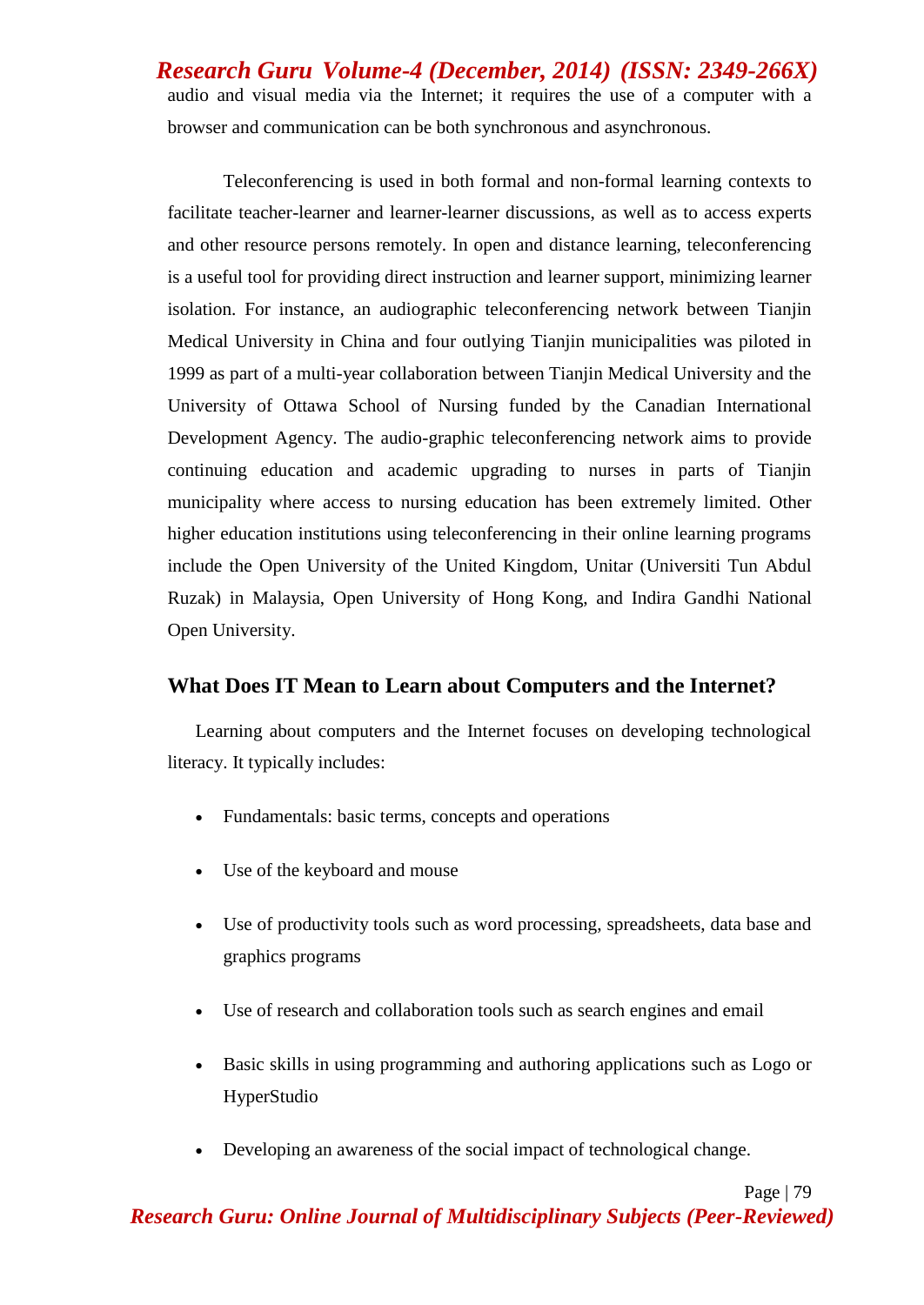audio and visual media via the Internet; it requires the use of a computer with a browser and communication can be both synchronous and asynchronous.

Teleconferencing is used in both formal and non-formal learning contexts to facilitate teacher-learner and learner-learner discussions, as well as to access experts and other resource persons remotely. In open and distance learning, teleconferencing is a useful tool for providing direct instruction and learner support, minimizing learner isolation. For instance, an audiographic teleconferencing network between Tianjin Medical University in China and four outlying Tianjin municipalities was piloted in 1999 as part of a multi-year collaboration between Tianjin Medical University and the University of Ottawa School of Nursing funded by the Canadian International Development Agency. The audio-graphic teleconferencing network aims to provide continuing education and academic upgrading to nurses in parts of Tianjin municipality where access to nursing education has been extremely limited. Other higher education institutions using teleconferencing in their online learning programs include the Open University of the United Kingdom, Unitar (Universiti Tun Abdul Ruzak) in Malaysia, Open University of Hong Kong, and Indira Gandhi National Open University.

## What Does IT Mean to Learn about Computers and the Internet?

Learning about computers and the Internet focuses on developing technological literacy. It typically includes:

- Fundamentals: basic terms, concepts and operations
- Use of the keyboard and mouse
- Use of productivity tools such as word processing, spreadsheets, data base and graphics programs
- Use of research and collaboration tools such as search engines and email
- Basic skills in using programming and authoring applications such as Logo or HyperStudio
- Developing an awareness of the social impact of technological change.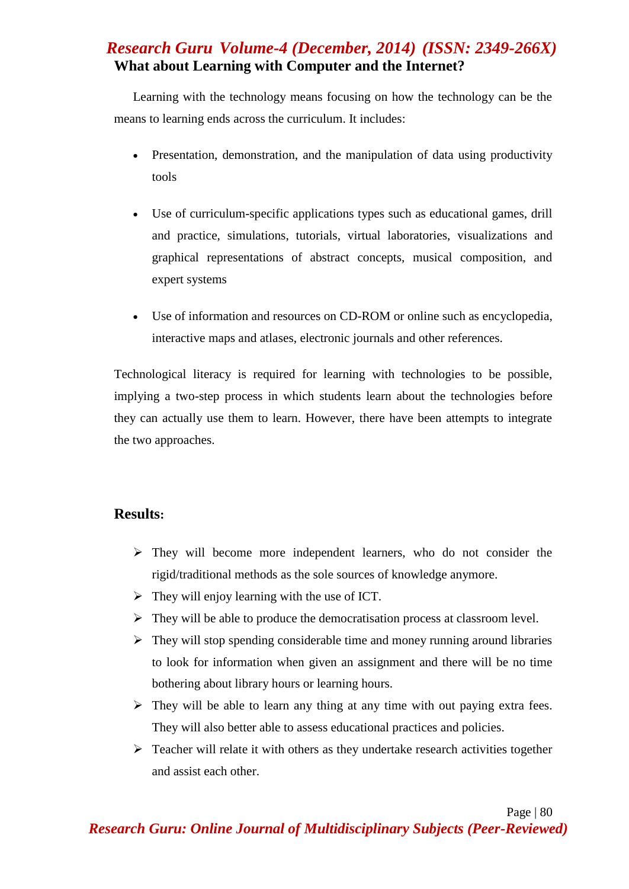## What about Learning with Computer and the Internet?

Learning with the technology means focusing on how the technology can be the means to learning ends across the curriculum. It includes:

- Presentation, demonstration, and the manipulation of data using productivity tools
- Use of curriculum-specific applications types such as educational games, drill and practice, simulations, tutorials, virtual laboratories, visualizations and graphical representations of abstract concepts, musical composition, and expert systems
- Use of information and resources on CD-ROM or online such as encyclopedia, interactive maps and atlases, electronic journals and other references.

Technological literacy is required for learning with technologies to be possible, implying a two-step process in which students learn about the technologies before they can actually use them to learn. However, there have been attempts to integrate the two approaches.

## Results:

- They will become more independent learners, who do not consider the rigid/traditional methods as the sole sources of knowledge anymore.
- They will enjoy learning with the use of ICT.
- They will be able to produce the democratisation process at classroom level.
- They will stop spending considerable time and money running around libraries to look for information when given an assignment and there will be no time bothering about library hours or learning hours.
- They will be able to learn any thing at any time with out paying extra fees. They will also better able to assess educational practices and policies.
- Teacher will relate it with others as they undertake research activities together and assist each other.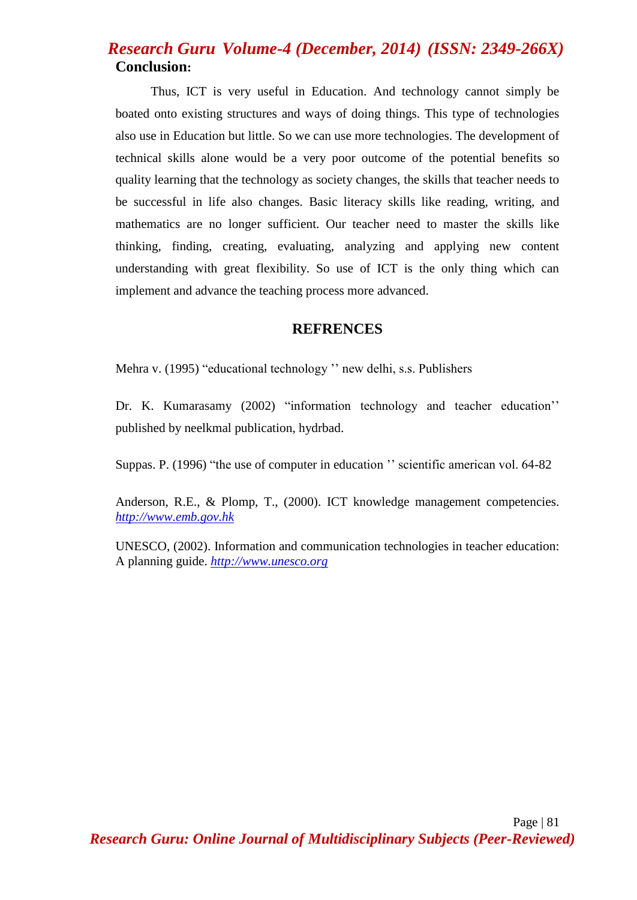**Conclusion:**

Thus, ICT is very useful in Education. And technology cannot simply be boated onto existing structures and ways of doing things. This type of technologies also use in Education but little. So we can use more technologies. The development of technical skills alone would be a very poor outcome of the potential benefits so quality learning that the technology as society changes, the skills that teacher needs to be successful in life also changes. Basic literacy skills like reading, writing, and mathematics are no longer sufficient. Our teacher need to master the skills like thinking, finding, creating, evaluating, analyzing and applying new content understanding with great flexibility. So use of ICT is the only thing which can implement and advance the teaching process more advanced.

## REFRENCES

Mehra v. (1995) "educational technology '' new delhi, s.s. Publishers

Dr. K. Kumarasamy (2002) "information technology and teacher education'' published by neelkmal publication, hydrbad.

Suppas. P. (1996) "the use of computer in education '' scientific american vol. 64-82

Anderson, R.E., & Plomp, T., (2000). ICT knowledge management competencies. *http://www.emb.gov.hk*

UNESCO, (2002). Information and communication technologies in teacher education: A planning guide. *http://www.unesco.org*